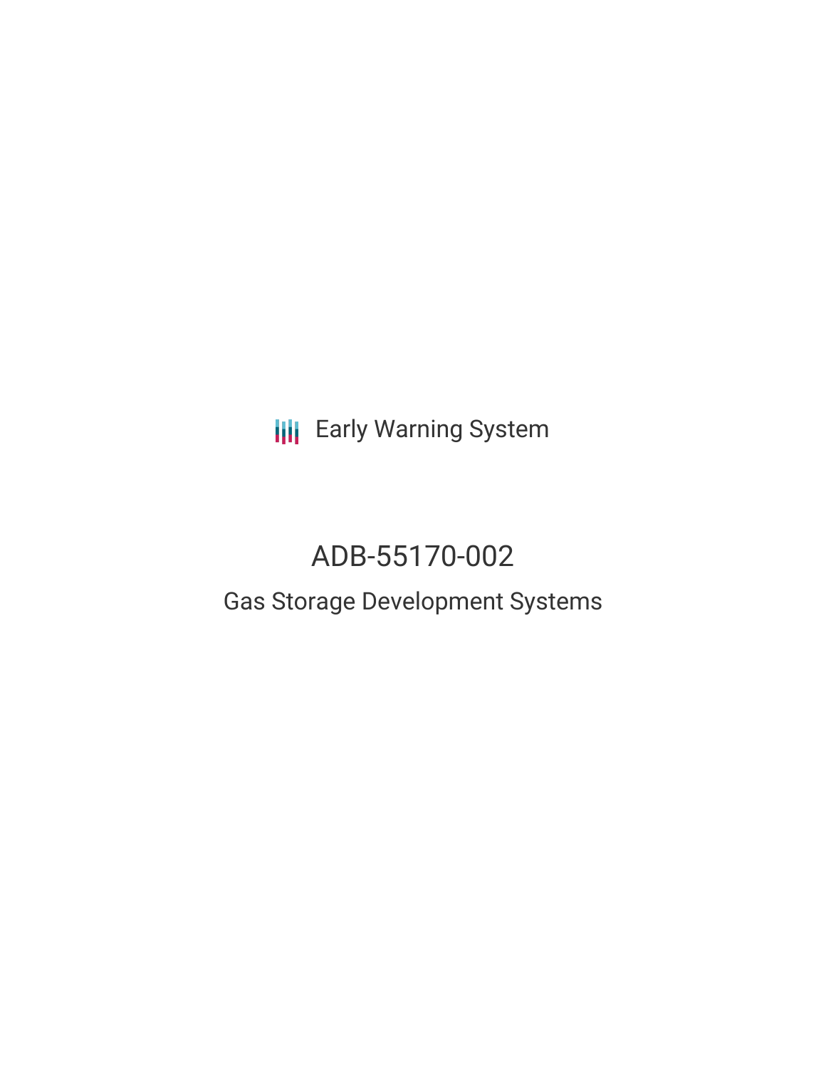Early Warning System

# ADB-55170-002

## Gas Storage Development Systems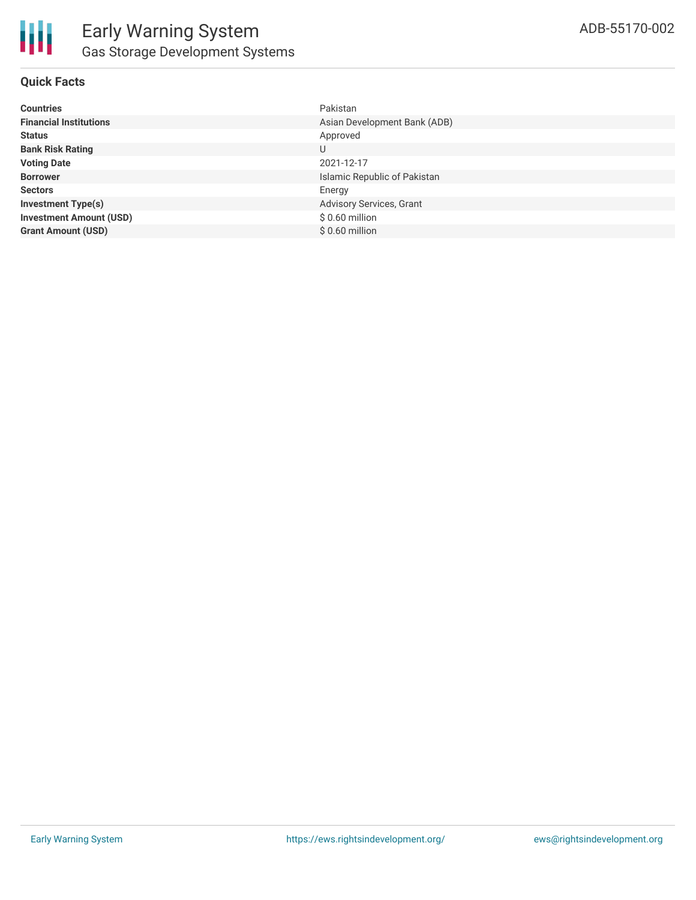# Early Warning System

## Gas Storage Development Systems

ADB-55170-002

### Quick Facts

| | |
|---|---|
| **Countries** | Pakistan |
| **Financial Institutions** | Asian Development Bank (ADB) |
| **Status** | Approved |
| **Bank Risk Rating** | U |
| **Voting Date** | 2021-12-17 |
| **Borrower** | Islamic Republic of Pakistan |
| **Sectors** | Energy |
| **Investment Type(s)** | Advisory Services, Grant |
| **Investment Amount (USD)** | $ 0.60 million |
| **Grant Amount (USD)** | $ 0.60 million |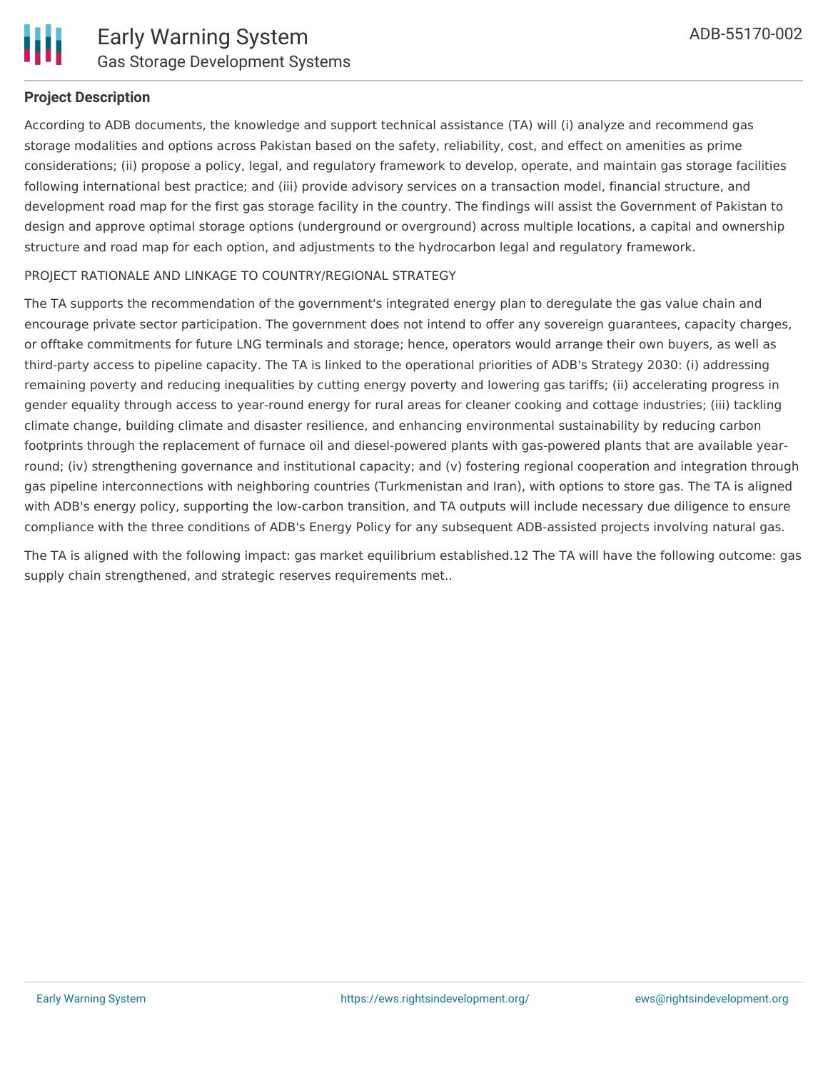**Project Description**

According to ADB documents, the knowledge and support technical assistance (TA) will (i) analyze and recommend gas storage modalities and options across Pakistan based on the safety, reliability, cost, and effect on amenities as prime considerations; (ii) propose a policy, legal, and regulatory framework to develop, operate, and maintain gas storage facilities following international best practice; and (iii) provide advisory services on a transaction model, financial structure, and development road map for the first gas storage facility in the country. The findings will assist the Government of Pakistan to design and approve optimal storage options (underground or overground) across multiple locations, a capital and ownership structure and road map for each option, and adjustments to the hydrocarbon legal and regulatory framework.

PROJECT RATIONALE AND LINKAGE TO COUNTRY/REGIONAL STRATEGY

The TA supports the recommendation of the government's integrated energy plan to deregulate the gas value chain and encourage private sector participation. The government does not intend to offer any sovereign guarantees, capacity charges, or offtake commitments for future LNG terminals and storage; hence, operators would arrange their own buyers, as well as third-party access to pipeline capacity. The TA is linked to the operational priorities of ADB's Strategy 2030: (i) addressing remaining poverty and reducing inequalities by cutting energy poverty and lowering gas tariffs; (ii) accelerating progress in gender equality through access to year-round energy for rural areas for cleaner cooking and cottage industries; (iii) tackling climate change, building climate and disaster resilience, and enhancing environmental sustainability by reducing carbon footprints through the replacement of furnace oil and diesel-powered plants with gas-powered plants that are available year-round; (iv) strengthening governance and institutional capacity; and (v) fostering regional cooperation and integration through gas pipeline interconnections with neighboring countries (Turkmenistan and Iran), with options to store gas. The TA is aligned with ADB's energy policy, supporting the low-carbon transition, and TA outputs will include necessary due diligence to ensure compliance with the three conditions of ADB's Energy Policy for any subsequent ADB-assisted projects involving natural gas.

The TA is aligned with the following impact: gas market equilibrium established.12 The TA will have the following outcome: gas supply chain strengthened, and strategic reserves requirements met..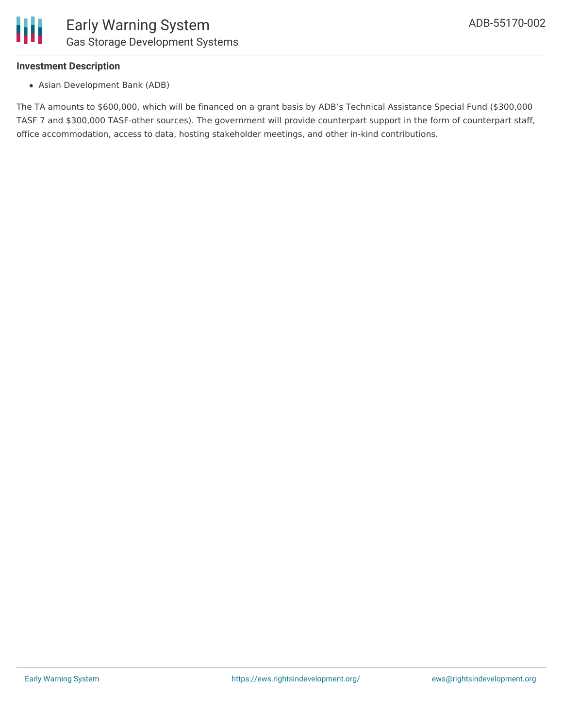**Investment Description**

- Asian Development Bank (ADB)

The TA amounts to $600,000, which will be financed on a grant basis by ADB's Technical Assistance Special Fund ($300,000 TASF 7 and $300,000 TASF-other sources). The government will provide counterpart support in the form of counterpart staff, office accommodation, access to data, hosting stakeholder meetings, and other in-kind contributions.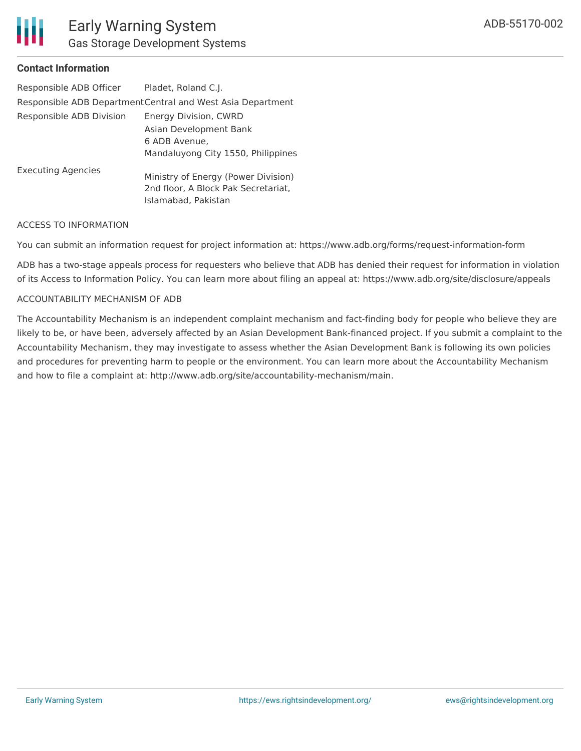## Contact Information

| | |
|---|---|
| Responsible ADB Officer | Pladet, Roland C.J. |
| Responsible ADB Department | Central and West Asia Department |
| Responsible ADB Division | Energy Division, CWRD<br>Asian Development Bank<br>6 ADB Avenue,<br>Mandaluyong City 1550, Philippines |
| Executing Agencies | Ministry of Energy (Power Division)<br>2nd floor, A Block Pak Secretariat,<br>Islamabad, Pakistan |

ACCESS TO INFORMATION

You can submit an information request for project information at: https://www.adb.org/forms/request-information-form

ADB has a two-stage appeals process for requesters who believe that ADB has denied their request for information in violation of its Access to Information Policy. You can learn more about filing an appeal at: https://www.adb.org/site/disclosure/appeals

ACCOUNTABILITY MECHANISM OF ADB

The Accountability Mechanism is an independent complaint mechanism and fact-finding body for people who believe they are likely to be, or have been, adversely affected by an Asian Development Bank-financed project. If you submit a complaint to the Accountability Mechanism, they may investigate to assess whether the Asian Development Bank is following its own policies and procedures for preventing harm to people or the environment. You can learn more about the Accountability Mechanism and how to file a complaint at: http://www.adb.org/site/accountability-mechanism/main.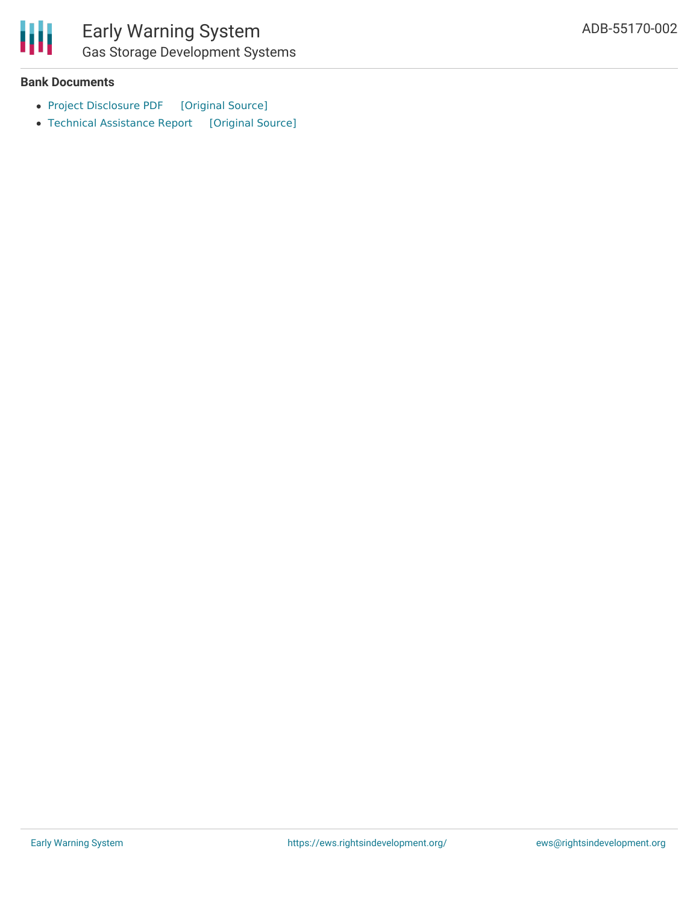**Bank Documents**

- Project Disclosure PDF [Original Source]
- Technical Assistance Report [Original Source]